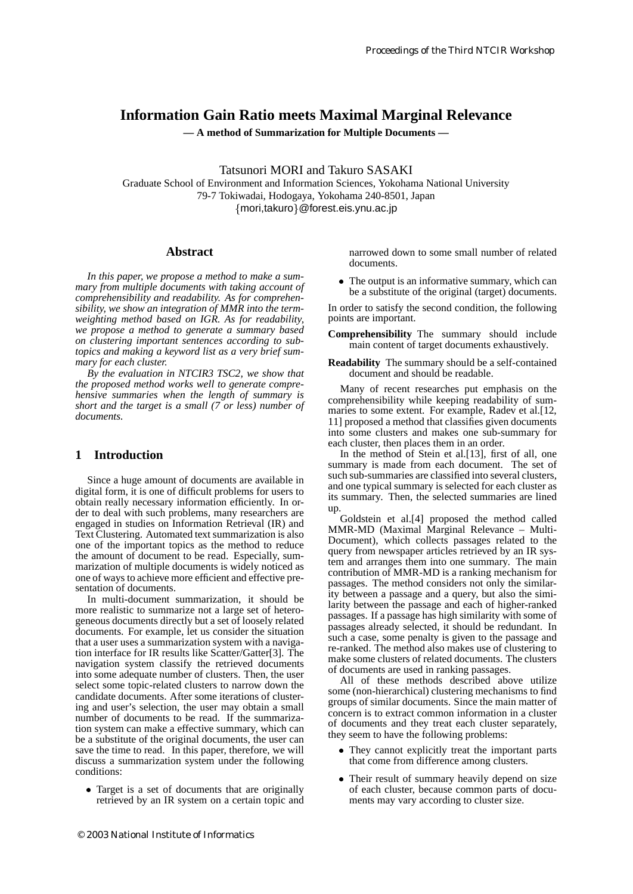# Information Gain Ratio meets Maximal Marginal Relevance

**— A method of Summarization for Multiple Documents —**

Tatsunori MORI and Takuro SASAKI

Graduate School of Environment and Information Sciences, Yokohama National University
79-7 Tokiwadai, Hodogaya, Yokohama 240-8501, Japan
{mori,takuro}@forest.eis.ynu.ac.jp

## Abstract

*In this paper, we propose a method to make a summary from multiple documents with taking account of comprehensibility and readability. As for comprehensibility, we show an integration of MMR into the term-weighting method based on IGR. As for readability, we propose a method to generate a summary based on clustering important sentences according to subtopics and making a keyword list as a very brief summary for each cluster.*

*By the evaluation in NTCIR3 TSC2, we show that the proposed method works well to generate comprehensive summaries when the length of summary is short and the target is a small (7 or less) number of documents.*

## 1 Introduction

Since a huge amount of documents are available in digital form, it is one of difficult problems for users to obtain really necessary information efficiently. In order to deal with such problems, many researchers are engaged in studies on Information Retrieval (IR) and Text Clustering. Automated text summarization is also one of the important topics as the method to reduce the amount of document to be read. Especially, summarization of multiple documents is widely noticed as one of ways to achieve more efficient and effective presentation of documents.

In multi-document summarization, it should be more realistic to summarize not a large set of heterogeneous documents directly but a set of loosely related documents. For example, let us consider the situation that a user uses a summarization system with a navigation interface for IR results like Scatter/Gatter[3]. The navigation system classify the retrieved documents into some adequate number of clusters. Then, the user select some topic-related clusters to narrow down the candidate documents. After some iterations of clustering and user's selection, the user may obtain a small number of documents to be read. If the summarization system can make a effective summary, which can be a substitute of the original documents, the user can save the time to read. In this paper, therefore, we will discuss a summarization system under the following conditions:

- Target is a set of documents that are originally retrieved by an IR system on a certain topic and narrowed down to some small number of related documents.
- The output is an informative summary, which can be a substitute of the original (target) documents.

In order to satisfy the second condition, the following points are important.

**Comprehensibility** The summary should include main content of target documents exhaustively.

**Readability** The summary should be a self-contained document and should be readable.

Many of recent researches put emphasis on the comprehensibility while keeping readability of summaries to some extent. For example, Radev et al.[12, 11] proposed a method that classifies given documents into some clusters and makes one sub-summary for each cluster, then places them in an order.

In the method of Stein et al.[13], first of all, one summary is made from each document. The set of such sub-summaries are classified into several clusters, and one typical summary is selected for each cluster as its summary. Then, the selected summaries are lined up.

Goldstein et al.[4] proposed the method called MMR-MD (Maximal Marginal Relevance – Multi-Document), which collects passages related to the query from newspaper articles retrieved by an IR system and arranges them into one summary. The main contribution of MMR-MD is a ranking mechanism for passages. The method considers not only the similarity between a passage and a query, but also the similarity between the passage and each of higher-ranked passages. If a passage has high similarity with some of passages already selected, it should be redundant. In such a case, some penalty is given to the passage and re-ranked. The method also makes use of clustering to make some clusters of related documents. The clusters of documents are used in ranking passages.

All of these methods described above utilize some (non-hierarchical) clustering mechanisms to find groups of similar documents. Since the main matter of concern is to extract common information in a cluster of documents and they treat each cluster separately, they seem to have the following problems:

- They cannot explicitly treat the important parts that come from difference among clusters.
- Their result of summary heavily depend on size of each cluster, because common parts of documents may vary according to cluster size.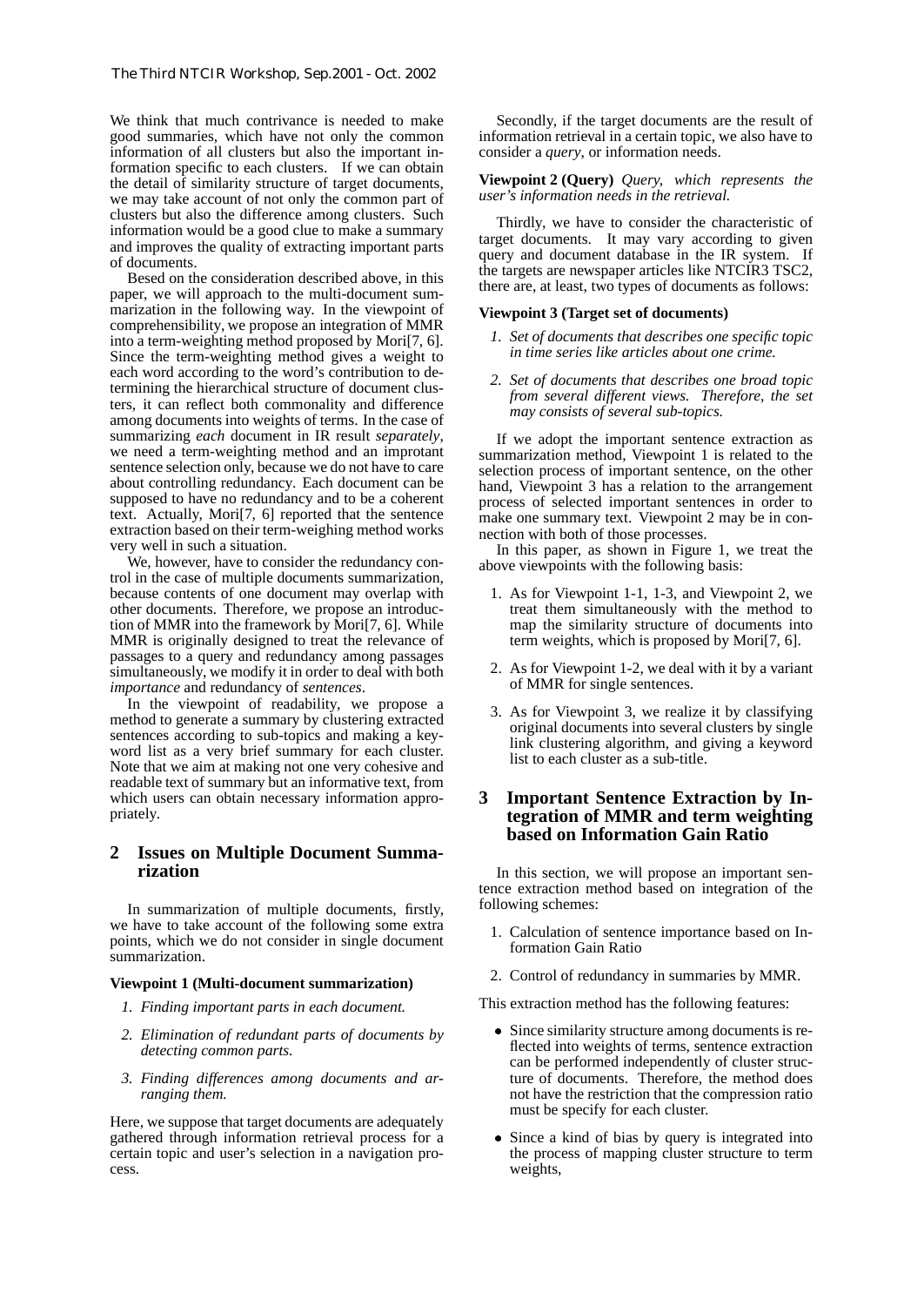We think that much contrivance is needed to make good summaries, which have not only the common information of all clusters but also the important information specific to each clusters. If we can obtain the detail of similarity structure of target documents, we may take account of not only the common part of clusters but also the difference among clusters. Such information would be a good clue to make a summary and improves the quality of extracting important parts of documents.

Besed on the consideration described above, in this paper, we will approach to the multi-document summarization in the following way. In the viewpoint of comprehensibility, we propose an integration of MMR into a term-weighting method proposed by Mori[7, 6]. Since the term-weighting method gives a weight to each word according to the word's contribution to determining the hierarchical structure of document clusters, it can reflect both commonality and difference among documents into weights of terms. In the case of summarizing *each* document in IR result *separately*, we need a term-weighting method and an improtant sentence selection only, because we do not have to care about controlling redundancy. Each document can be supposed to have no redundancy and to be a coherent text. Actually, Mori[7, 6] reported that the sentence extraction based on their term-weighing method works very well in such a situation.

We, however, have to consider the redundancy control in the case of multiple documents summarization, because contents of one document may overlap with other documents. Therefore, we propose an introduction of MMR into the framework by Mori[7, 6]. While MMR is originally designed to treat the relevance of passages to a query and redundancy among passages simultaneously, we modify it in order to deal with both *importance* and redundancy of *sentences*.

In the viewpoint of readability, we propose a method to generate a summary by clustering extracted sentences according to sub-topics and making a keyword list as a very brief summary for each cluster. Note that we aim at making not one very cohesive and readable text of summary but an informative text, from which users can obtain necessary information appropriately.

## 2 Issues on Multiple Document Summarization

In summarization of multiple documents, firstly, we have to take account of the following some extra points, which we do not consider in single document summarization.

**Viewpoint 1 (Multi-document summarization)**

1. *Finding important parts in each document.*
2. *Elimination of redundant parts of documents by detecting common parts.*
3. *Finding differences among documents and arranging them.*

Here, we suppose that target documents are adequately gathered through information retrieval process for a certain topic and user's selection in a navigation process.

Secondly, if the target documents are the result of information retrieval in a certain topic, we also have to consider a *query*, or information needs.

**Viewpoint 2 (Query)** *Query, which represents the user's information needs in the retrieval.*

Thirdly, we have to consider the characteristic of target documents. It may vary according to given query and document database in the IR system. If the targets are newspaper articles like NTCIR3 TSC2, there are, at least, two types of documents as follows:

**Viewpoint 3 (Target set of documents)**

1. *Set of documents that describes one specific topic in time series like articles about one crime.*
2. *Set of documents that describes one broad topic from several different views. Therefore, the set may consists of several sub-topics.*

If we adopt the important sentence extraction as summarization method, Viewpoint 1 is related to the selection process of important sentence, on the other hand, Viewpoint 3 has a relation to the arrangement process of selected important sentences in order to make one summary text. Viewpoint 2 may be in connection with both of those processes.

In this paper, as shown in Figure 1, we treat the above viewpoints with the following basis:

1. As for Viewpoint 1-1, 1-3, and Viewpoint 2, we treat them simultaneously with the method to map the similarity structure of documents into term weights, which is proposed by Mori[7, 6].
2. As for Viewpoint 1-2, we deal with it by a variant of MMR for single sentences.
3. As for Viewpoint 3, we realize it by classifying original documents into several clusters by single link clustering algorithm, and giving a keyword list to each cluster as a sub-title.

## 3 Important Sentence Extraction by Integration of MMR and term weighting based on Information Gain Ratio

In this section, we will propose an important sentence extraction method based on integration of the following schemes:

1. Calculation of sentence importance based on Information Gain Ratio
2. Control of redundancy in summaries by MMR.

This extraction method has the following features:

- Since similarity structure among documents is reflected into weights of terms, sentence extraction can be performed independently of cluster structure of documents. Therefore, the method does not have the restriction that the compression ratio must be specify for each cluster.
- Since a kind of bias by query is integrated into the process of mapping cluster structure to term weights,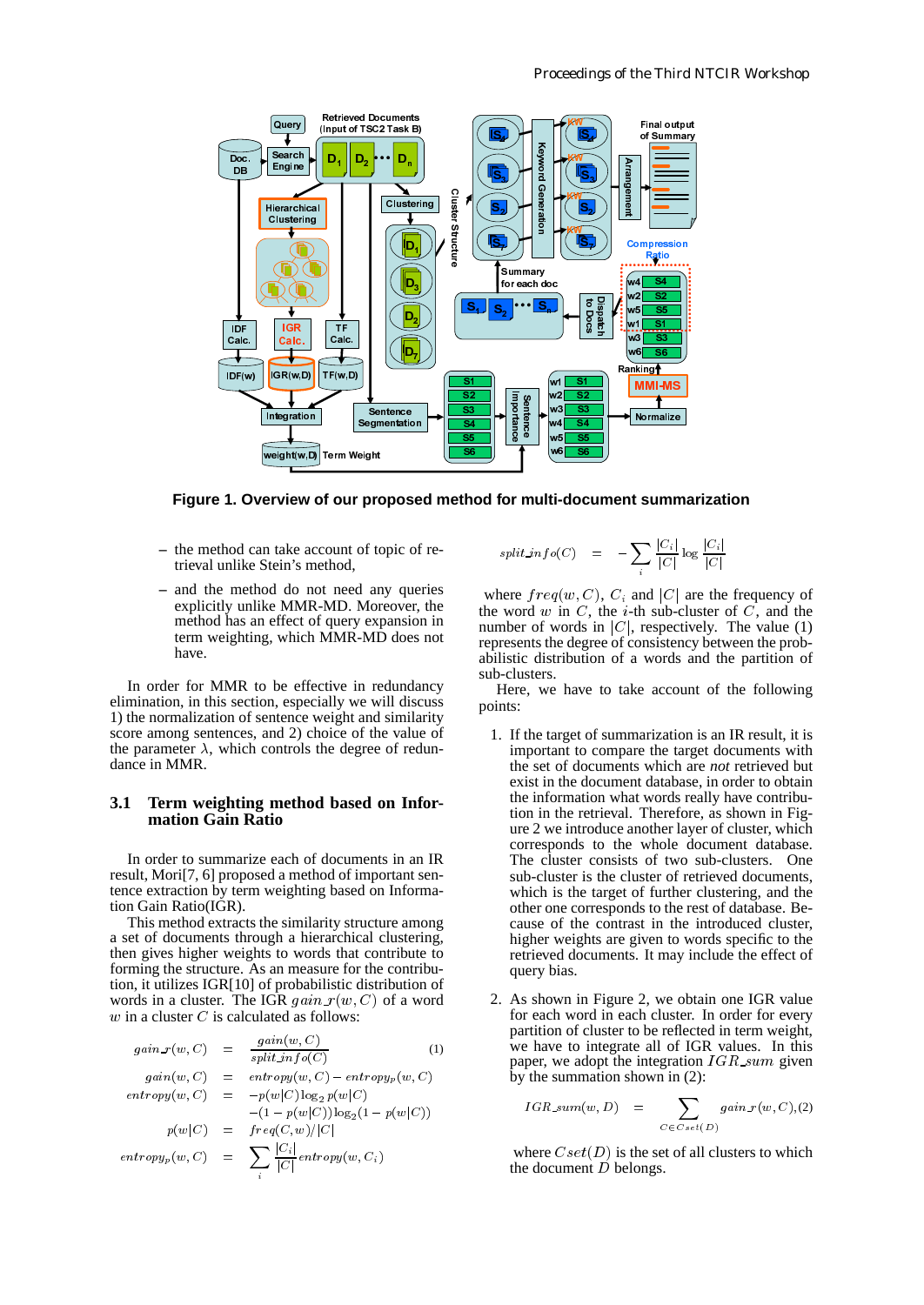**Figure 1. Overview of our proposed method for multi-document summarization**

– the method can take account of topic of retrieval unlike Stein's method,

– and the method do not need any queries explicitly unlike MMR-MD. Moreover, the method has an effect of query expansion in term weighting, which MMR-MD does not have.

In order for MMR to be effective in redundancy elimination, in this section, especially we will discuss 1) the normalization of sentence weight and similarity score among sentences, and 2) choice of the value of the parameter $\lambda$, which controls the degree of redundance in MMR.

### 3.1 Term weighting method based on Information Gain Ratio

In order to summarize each of documents in an IR result, Mori[7, 6] proposed a method of important sentence extraction by term weighting based on Information Gain Ratio(IGR).

This method extracts the similarity structure among a set of documents through a hierarchical clustering, then gives higher weights to words that contribute to forming the structure. As an measure for the contribution, it utilizes IGR[10] of probabilistic distribution of words in a cluster. The IGR $gain\_r(w, C)$ of a word $w$ in a cluster $C$ is calculated as follows:

$$
\begin{aligned}
gain\_r(w, C) &= \frac{gain(w, C)}{split\_info(C)} \quad (1)\\
gain(w, C) &= entropy(w, C) - entropy_p(w, C)\\
entropy(w, C) &= -p(w|C)\log_2 p(w|C)\\
&\quad -(1 - p(w|C))\log_2(1 - p(w|C))\\
p(w|C) &= freq(C, w)/|C|\\
entropy_p(w, C) &= \sum_i \frac{|C_i|}{|C|} entropy(w, C_i)
\end{aligned}
$$

$$
split\_info(C) = -\sum_i \frac{|C_i|}{|C|} \log \frac{|C_i|}{|C|}
$$

where $freq(w, C)$, $C_i$ and $|C|$ are the frequency of the word $w$ in $C$, the $i$-th sub-cluster of $C$, and the number of words in $|C|$, respectively. The value (1) represents the degree of consistency between the probabilistic distribution of a words and the partition of sub-clusters.

Here, we have to take account of the following points:

1. If the target of summarization is an IR result, it is important to compare the target documents with the set of documents which are *not* retrieved but exist in the document database, in order to obtain the information what words really have contribution in the retrieval. Therefore, as shown in Figure 2 we introduce another layer of cluster, which corresponds to the whole document database. The cluster consists of two sub-clusters. One sub-cluster is the cluster of retrieved documents, which is the target of further clustering, and the other one corresponds to the rest of database. Because of the contrast in the introduced cluster, higher weights are given to words specific to the retrieved documents. It may include the effect of query bias.

2. As shown in Figure 2, we obtain one IGR value for each word in each cluster. In order for every partition of cluster to be reflected in term weight, we have to integrate all of IGR values. In this paper, we adopt the integration $IGR\_sum$ given by the summation shown in (2):

$$
IGR\_sum(w, D) = \sum_{C \in Cset(D)} gain\_r(w, C), \quad (2)
$$

where $Cset(D)$ is the set of all clusters to which the document $D$ belongs.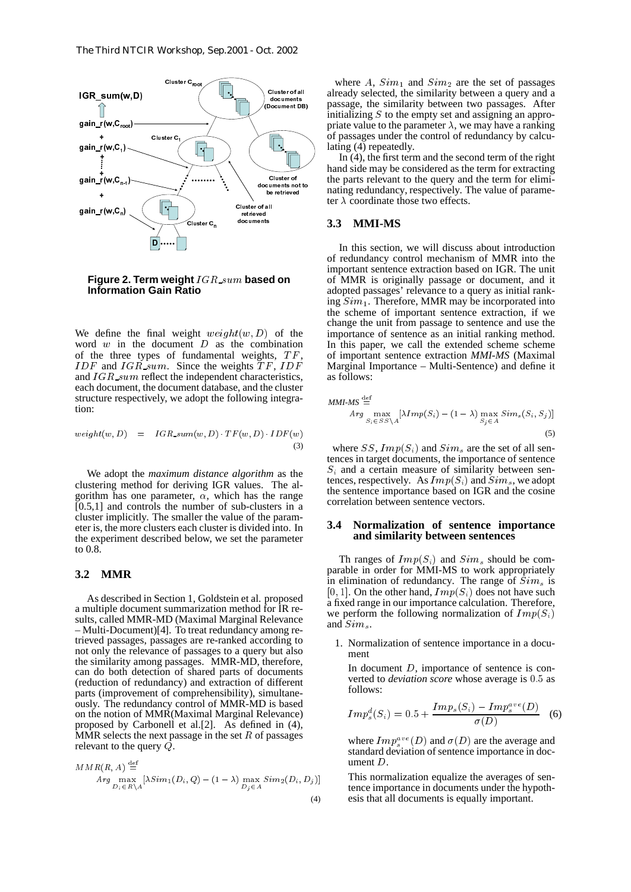**Figure 2. Term weight $IGR\_sum$ based on Information Gain Ratio**

We define the final weight $weight(w, D)$ of the word $w$ in the document $D$ as the combination of the three types of fundamental weights, $TF$, $IDF$ and $IGR\_sum$. Since the weights $TF$, $IDF$ and $IGR\_sum$ reflect the independent characteristics, each document, the document database, and the cluster structure respectively, we adopt the following integration:

$$weight(w, D) \quad = \quad IGR\_sum(w, D) \cdot TF(w, D) \cdot IDF(w) \tag{3}$$

We adopt the *maximum distance algorithm* as the clustering method for deriving IGR values. The algorithm has one parameter, $\alpha$, which has the range [0.5,1] and controls the number of sub-clusters in a cluster implicitly. The smaller the value of the parameter is, the more clusters each cluster is divided into. In the experiment described below, we set the parameter to 0.8.

### 3.2 MMR

As described in Section 1, Goldstein et al. proposed a multiple document summarization method for IR results, called MMR-MD (Maximal Marginal Relevance – Multi-Document)[4]. To treat redundancy among retrieved passages, passages are re-ranked according to not only the relevance of passages to a query but also the similarity among passages. MMR-MD, therefore, can do both detection of shared parts of documents (reduction of redundancy) and extraction of different parts (improvement of comprehensibility), simultaneously. The redundancy control of MMR-MD is based on the notion of MMR(Maximal Marginal Relevance) proposed by Carbonell et al.[2]. As defined in (4), MMR selects the next passage in the set $R$ of passages relevant to the query $Q$.

$$MMR(R, A) \stackrel{\text{def}}{=} Arg \max_{D_i \in R \setminus A} [\lambda Sim_1(D_i, Q) - (1 - \lambda) \max_{D_j \in A} Sim_2(D_i, D_j)] \tag{4}$$

where $A$, $Sim_1$ and $Sim_2$ are the set of passages already selected, the similarity between a query and a passage, the similarity between two passages. After initializing $S$ to the empty set and assigning an appropriate value to the parameter $\lambda$, we may have a ranking of passages under the control of redundancy by calculating (4) repeatedly.

In (4), the first term and the second term of the right hand side may be considered as the term for extracting the parts relevant to the query and the term for eliminating redundancy, respectively. The value of parameter $\lambda$ coordinate those two effects.

### 3.3 MMI-MS

In this section, we will discuss about introduction of redundancy control mechanism of MMR into the important sentence extraction based on IGR. The unit of MMR is originally passage or document, and it adopted passages' relevance to a query as initial ranking $Sim_1$. Therefore, MMR may be incorporated into the scheme of important sentence extraction, if we change the unit from passage to sentence and use the importance of sentence as an initial ranking method. In this paper, we call the extended scheme scheme of important sentence extraction *MMI-MS* (Maximal Marginal Importance – Multi-Sentence) and define it as follows:

$$\textit{MMI-MS} \stackrel{\text{def}}{=} Arg \max_{S_i \in SS \setminus A} [\lambda Imp(S_i) - (1 - \lambda) \max_{S_j \in A} Sim_s(S_i, S_j)] \tag{5}$$

where $SS$, $Imp(S_i)$ and $Sim_s$ are the set of all sentences in target documents, the importance of sentence $S_i$ and a certain measure of similarity between sentences, respectively. As $Imp(S_i)$ and $Sim_s$, we adopt the sentence importance based on IGR and the cosine correlation between sentence vectors.

### 3.4 Normalization of sentence importance and similarity between sentences

Th ranges of $Imp(S_i)$ and $Sim_s$ should be comparable in order for MMI-MS to work appropriately in elimination of redundancy. The range of $Sim_s$ is $[0, 1]$. On the other hand, $Imp(S_i)$ does not have such a fixed range in our importance calculation. Therefore, we perform the following normalization of $Imp(S_i)$ and $Sim_s$.

1. Normalization of sentence importance in a document

   In document $D$, importance of sentence is converted to *deviation score* whose average is $0.5$ as follows:

   $$Imp_s^d(S_i) = 0.5 + \frac{Imp_s(S_i) - Imp_s^{ave}(D)}{\sigma(D)} \tag{6}$$

   where $Imp_s^{ave}(D)$ and $\sigma(D)$ are the average and standard deviation of sentence importance in document $D$.

   This normalization equalize the averages of sentence importance in documents under the hypothesis that all documents is equally important.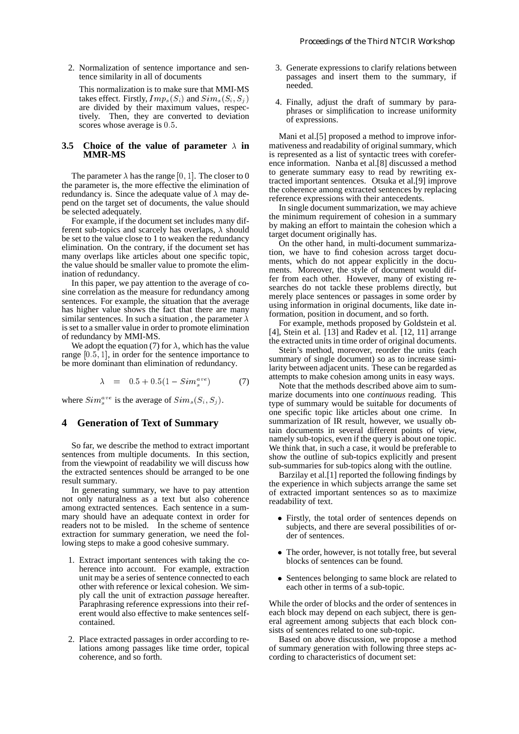2. Normalization of sentence importance and sentence similarity in all of documents

   This normalization is to make sure that MMI-MS takes effect. Firstly, $Imp_s(S_i)$ and $Sim_s(S_i, S_j)$ are divided by their maximum values, respectively. Then, they are converted to deviation scores whose average is $0.5$.

### 3.5 Choice of the value of parameter $\lambda$ in MMR-MS

The parameter $\lambda$ has the range $[0, 1]$. The closer to 0 the parameter is, the more effective the elimination of redundancy is. Since the adequate value of $\lambda$ may depend on the target set of documents, the value should be selected adequately.

For example, if the document set includes many different sub-topics and scarcely has overlaps, $\lambda$ should be set to the value close to 1 to weaken the redundancy elimination. On the contrary, if the document set has many overlaps like articles about one specific topic, the value should be smaller value to promote the elimination of redundancy.

In this paper, we pay attention to the average of cosine correlation as the measure for redundancy among sentences. For example, the situation that the average has higher value shows the fact that there are many similar sentences. In such a situation , the parameter $\lambda$ is set to a smaller value in order to promote elimination of redundancy by MMI-MS.

We adopt the equation (7) for $\lambda$, which has the value range $[0.5, 1]$, in order for the sentence importance to be more dominant than elimination of redundancy.

$$\lambda \quad = \quad 0.5 + 0.5(1 - Sim_s^{ave}) \tag{7}$$

where $Sim_s^{ave}$ is the average of $Sim_s(S_i, S_j)$.

## 4 Generation of Text of Summary

So far, we describe the method to extract important sentences from multiple documents. In this section, from the viewpoint of readability we will discuss how the extracted sentences should be arranged to be one result summary.

In generating summary, we have to pay attention not only naturalness as a text but also coherence among extracted sentences. Each sentence in a summary should have an adequate context in order for readers not to be misled. In the scheme of sentence extraction for summary generation, we need the following steps to make a good cohesive summary.

1. Extract important sentences with taking the coherence into account. For example, extraction unit may be a series of sentence connected to each other with reference or lexical cohesion. We simply call the unit of extraction *passage* hereafter. Paraphrasing reference expressions into their referent would also effective to make sentences self-contained.

2. Place extracted passages in order according to relations among passages like time order, topical coherence, and so forth.

3. Generate expressions to clarify relations between passages and insert them to the summary, if needed.

4. Finally, adjust the draft of summary by paraphrases or simplification to increase uniformity of expressions.

Mani et al.[5] proposed a method to improve informativeness and readability of original summary, which is represented as a list of syntactic trees with coreference information. Nanba et al.[8] discussed a method to generate summary easy to read by rewriting extracted important sentences. Otsuka et al.[9] improve the coherence among extracted sentences by replacing reference expressions with their antecedents.

In single document summarization, we may achieve the minimum requirement of cohesion in a summary by making an effort to maintain the cohesion which a target document originally has.

On the other hand, in multi-document summarization, we have to find cohesion across target documents, which do not appear explicitly in the documents. Moreover, the style of document would differ from each other. However, many of existing researches do not tackle these problems directly, but merely place sentences or passages in some order by using information in original documents, like date information, position in document, and so forth.

For example, methods proposed by Goldstein et al. [4], Stein et al. [13] and Radev et al. [12, 11] arrange the extracted units in time order of original documents.

Stein's method, moreover, reorder the units (each summary of single document) so as to increase similarity between adjacent units. These can be regarded as attempts to make cohesion among units in easy ways.

Note that the methods described above aim to summarize documents into one *continuous* reading. This type of summary would be suitable for documents of one specific topic like articles about one crime. In summarization of IR result, however, we usually obtain documents in several different points of view, namely sub-topics, even if the query is about one topic. We think that, in such a case, it would be preferable to show the outline of sub-topics explicitly and present sub-summaries for sub-topics along with the outline.

Barzilay et al.[1] reported the following findings by the experience in which subjects arrange the same set of extracted important sentences so as to maximize readability of text.

- Firstly, the total order of sentences depends on subjects, and there are several possibilities of order of sentences.
- The order, however, is not totally free, but several blocks of sentences can be found.
- Sentences belonging to same block are related to each other in terms of a sub-topic.

While the order of blocks and the order of sentences in each block may depend on each subject, there is general agreement among subjects that each block consists of sentences related to one sub-topic.

Based on above discussion, we propose a method of summary generation with following three steps according to characteristics of document set: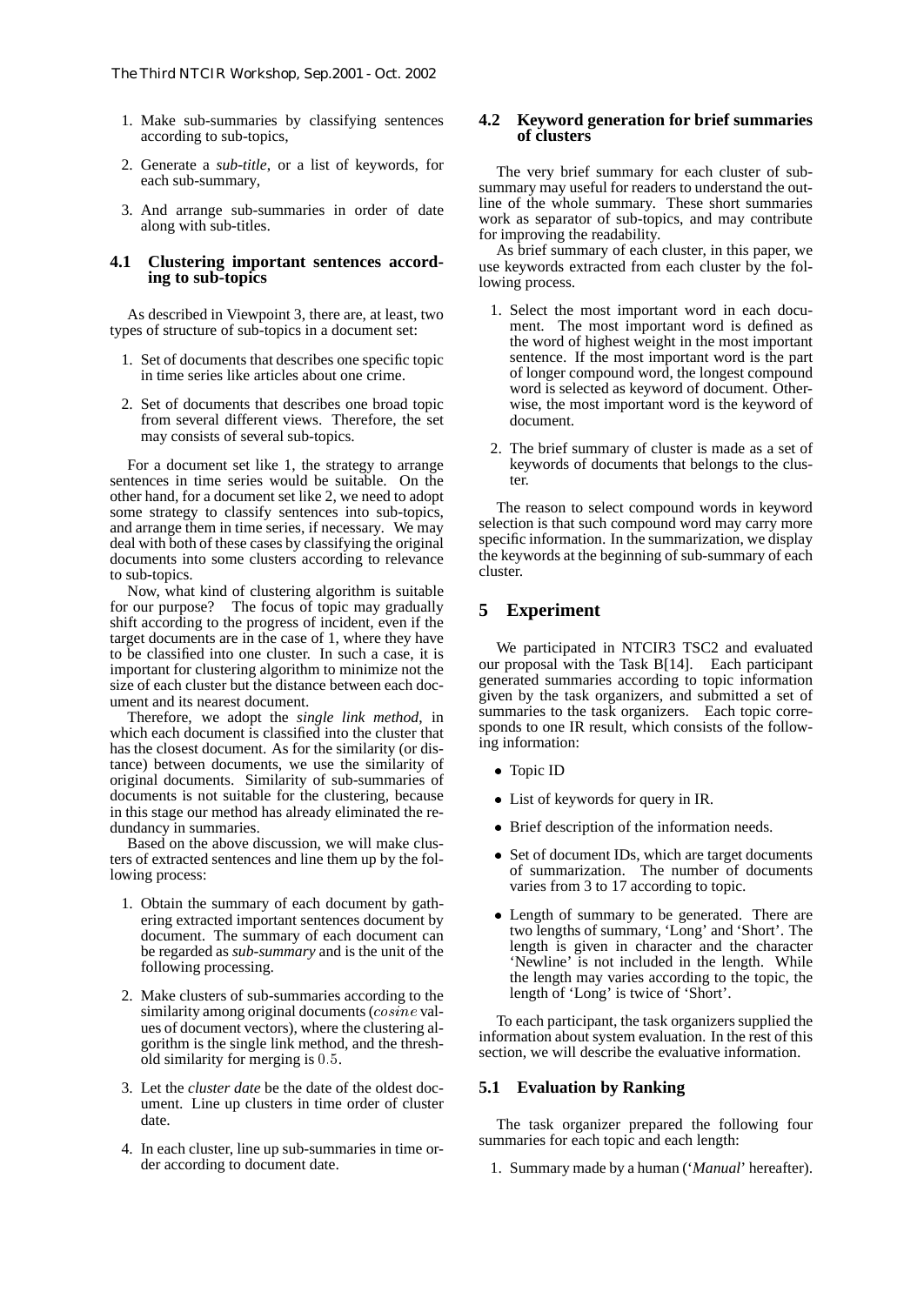1. Make sub-summaries by classifying sentences according to sub-topics,
2. Generate a *sub-title*, or a list of keywords, for each sub-summary,
3. And arrange sub-summaries in order of date along with sub-titles.

### 4.1 Clustering important sentences according to sub-topics

As described in Viewpoint 3, there are, at least, two types of structure of sub-topics in a document set:

1. Set of documents that describes one specific topic in time series like articles about one crime.
2. Set of documents that describes one broad topic from several different views. Therefore, the set may consists of several sub-topics.

For a document set like 1, the strategy to arrange sentences in time series would be suitable. On the other hand, for a document set like 2, we need to adopt some strategy to classify sentences into sub-topics, and arrange them in time series, if necessary. We may deal with both of these cases by classifying the original documents into some clusters according to relevance to sub-topics.

Now, what kind of clustering algorithm is suitable for our purpose? The focus of topic may gradually shift according to the progress of incident, even if the target documents are in the case of 1, where they have to be classified into one cluster. In such a case, it is important for clustering algorithm to minimize not the size of each cluster but the distance between each document and its nearest document.

Therefore, we adopt the *single link method*, in which each document is classified into the cluster that has the closest document. As for the similarity (or distance) between documents, we use the similarity of original documents. Similarity of sub-summaries of documents is not suitable for the clustering, because in this stage our method has already eliminated the redundancy in summaries.

Based on the above discussion, we will make clusters of extracted sentences and line them up by the following process:

1. Obtain the summary of each document by gathering extracted important sentences document by document. The summary of each document can be regarded as *sub-summary* and is the unit of the following processing.
2. Make clusters of sub-summaries according to the similarity among original documents ($cosine$ values of document vectors), where the clustering algorithm is the single link method, and the threshold similarity for merging is $0.5$.
3. Let the *cluster date* be the date of the oldest document. Line up clusters in time order of cluster date.
4. In each cluster, line up sub-summaries in time order according to document date.

### 4.2 Keyword generation for brief summaries of clusters

The very brief summary for each cluster of sub-summary may useful for readers to understand the outline of the whole summary. These short summaries work as separator of sub-topics, and may contribute for improving the readability.

As brief summary of each cluster, in this paper, we use keywords extracted from each cluster by the following process.

1. Select the most important word in each document. The most important word is defined as the word of highest weight in the most important sentence. If the most important word is the part of longer compound word, the longest compound word is selected as keyword of document. Otherwise, the most important word is the keyword of document.
2. The brief summary of cluster is made as a set of keywords of documents that belongs to the cluster.

The reason to select compound words in keyword selection is that such compound word may carry more specific information. In the summarization, we display the keywords at the beginning of sub-summary of each cluster.

## 5 Experiment

We participated in NTCIR3 TSC2 and evaluated our proposal with the Task B[14]. Each participant generated summaries according to topic information given by the task organizers, and submitted a set of summaries to the task organizers. Each topic corresponds to one IR result, which consists of the following information:

- Topic ID
- List of keywords for query in IR.
- Brief description of the information needs.
- Set of document IDs, which are target documents of summarization. The number of documents varies from 3 to 17 according to topic.
- Length of summary to be generated. There are two lengths of summary, 'Long' and 'Short'. The length is given in character and the character 'Newline' is not included in the length. While the length may varies according to the topic, the length of 'Long' is twice of 'Short'.

To each participant, the task organizers supplied the information about system evaluation. In the rest of this section, we will describe the evaluative information.

### 5.1 Evaluation by Ranking

The task organizer prepared the following four summaries for each topic and each length:

1. Summary made by a human ('*Manual*' hereafter).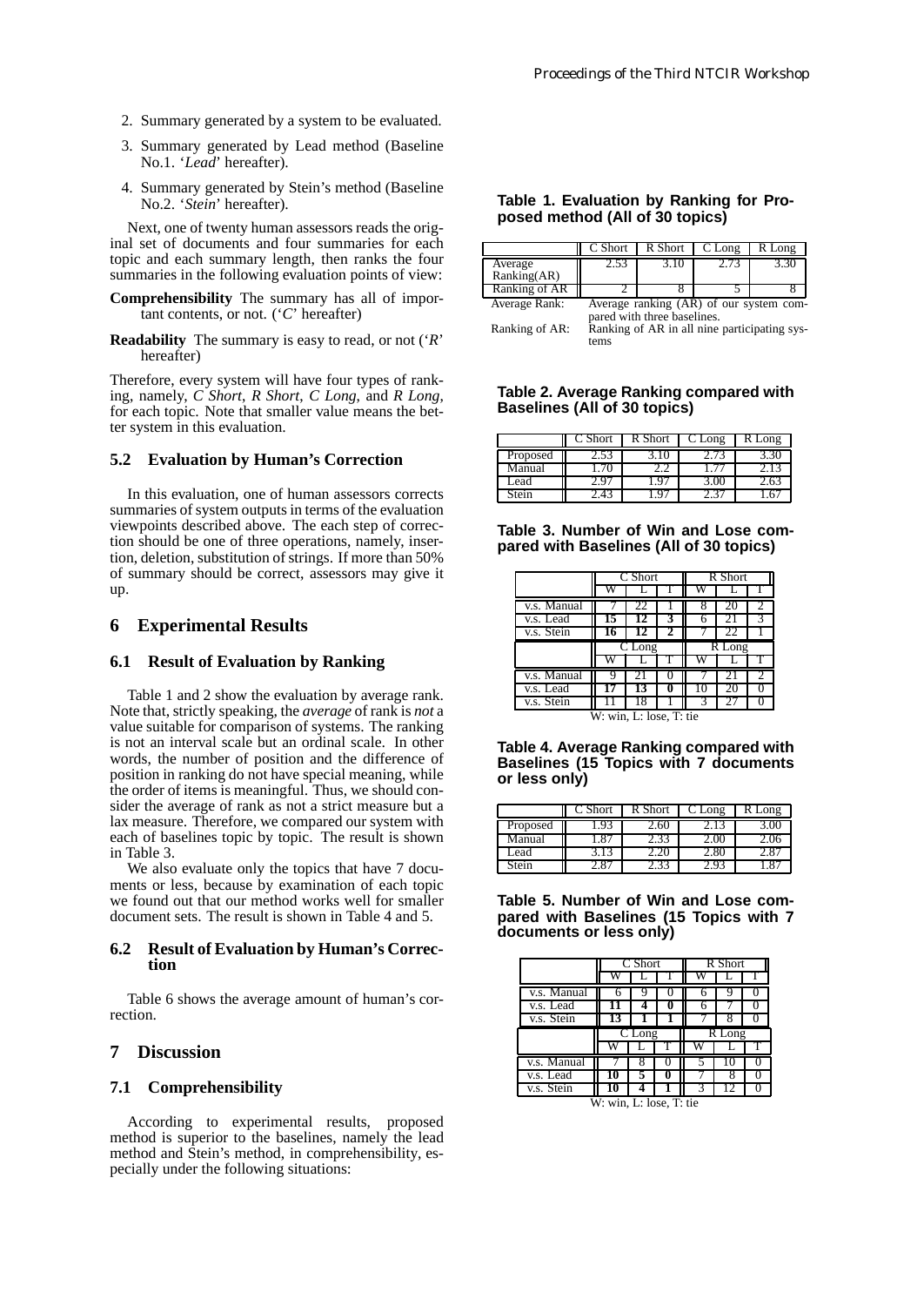2. Summary generated by a system to be evaluated.
3. Summary generated by Lead method (Baseline No.1. '*Lead*' hereafter).
4. Summary generated by Stein's method (Baseline No.2. '*Stein*' hereafter).

Next, one of twenty human assessors reads the original set of documents and four summaries for each topic and each summary length, then ranks the four summaries in the following evaluation points of view:

**Comprehensibility** The summary has all of important contents, or not. ('*C*' hereafter)

**Readability** The summary is easy to read, or not ('*R*' hereafter)

Therefore, every system will have four types of ranking, namely, *C Short*, *R Short*, *C Long*, and *R Long*, for each topic. Note that smaller value means the better system in this evaluation.

### 5.2 Evaluation by Human's Correction

In this evaluation, one of human assessors corrects summaries of system outputs in terms of the evaluation viewpoints described above. The each step of correction should be one of three operations, namely, insertion, deletion, substitution of strings. If more than 50% of summary should be correct, assessors may give it up.

## 6 Experimental Results

### 6.1 Result of Evaluation by Ranking

Table 1 and 2 show the evaluation by average rank. Note that, strictly speaking, the *average* of rank is *not* a value suitable for comparison of systems. The ranking is not an interval scale but an ordinal scale. In other words, the number of position and the difference of position in ranking do not have special meaning, while the order of items is meaningful. Thus, we should consider the average of rank as not a strict measure but a lax measure. Therefore, we compared our system with each of baselines topic by topic. The result is shown in Table 3.

We also evaluate only the topics that have 7 documents or less, because by examination of each topic we found out that our method works well for smaller document sets. The result is shown in Table 4 and 5.

### 6.2 Result of Evaluation by Human's Correction

Table 6 shows the average amount of human's correction.

## 7 Discussion

### 7.1 Comprehensibility

According to experimental results, proposed method is superior to the baselines, namely the lead method and Stein's method, in comprehensibility, especially under the following situations:

**Table 1. Evaluation by Ranking for Proposed method (All of 30 topics)**

| | C Short | R Short | C Long | R Long |
|---|---|---|---|---|
| Average Ranking(AR) | 2.53 | 3.10 | 2.73 | 3.30 |
| Ranking of AR | 2 | 8 | 5 | 8 |

Average Rank: Average ranking (AR) of our system compared with three baselines.
Ranking of AR: Ranking of AR in all nine participating systems

**Table 2. Average Ranking compared with Baselines (All of 30 topics)**

| | C Short | R Short | C Long | R Long |
|---|---|---|---|---|
| Proposed | 2.53 | 3.10 | 2.73 | 3.30 |
| Manual | 1.70 | 2.2 | 1.77 | 2.13 |
| Lead | 2.97 | 1.97 | 3.00 | 2.63 |
| Stein | 2.43 | 1.97 | 2.37 | 1.67 |

**Table 3. Number of Win and Lose compared with Baselines (All of 30 topics)**

| | C Short | | | R Short | | |
|---|---|---|---|---|---|---|
| | W | L | T | W | L | T |
| v.s. Manual | 7 | 22 | 1 | 8 | 20 | 2 |
| v.s. Lead | **15** | **12** | **3** | 6 | 21 | 3 |
| v.s. Stein | **16** | **12** | **2** | 7 | 22 | 1 |
| | **C Long** | | | **R Long** | | |
| | W | L | T | W | L | T |
| v.s. Manual | 9 | 21 | 0 | 7 | 21 | 2 |
| v.s. Lead | **17** | **13** | **0** | 10 | 20 | 0 |
| v.s. Stein | 11 | 18 | 1 | 3 | 27 | 0 |

W: win, L: lose, T: tie

**Table 4. Average Ranking compared with Baselines (15 Topics with 7 documents or less only)**

| | C Short | R Short | C Long | R Long |
|---|---|---|---|---|
| Proposed | 1.93 | 2.60 | 2.13 | 3.00 |
| Manual | 1.87 | 2.33 | 2.00 | 2.06 |
| Lead | 3.13 | 2.20 | 2.80 | 2.87 |
| Stein | 2.87 | 2.33 | 2.93 | 1.87 |

**Table 5. Number of Win and Lose compared with Baselines (15 Topics with 7 documents or less only)**

| | C Short | | | R Short | | |
|---|---|---|---|---|---|---|
| | W | L | T | W | L | T |
| v.s. Manual | 6 | 9 | 0 | 6 | 9 | 0 |
| v.s. Lead | **11** | **4** | **0** | 6 | 7 | 0 |
| v.s. Stein | **13** | **1** | **1** | 7 | 8 | 0 |
| | **C Long** | | | **R Long** | | |
| | W | L | T | W | L | T |
| v.s. Manual | 7 | 8 | 0 | 5 | 10 | 0 |
| v.s. Lead | **10** | **5** | **0** | 7 | 8 | 0 |
| v.s. Stein | **10** | **4** | **1** | 3 | 12 | 0 |

W: win, L: lose, T: tie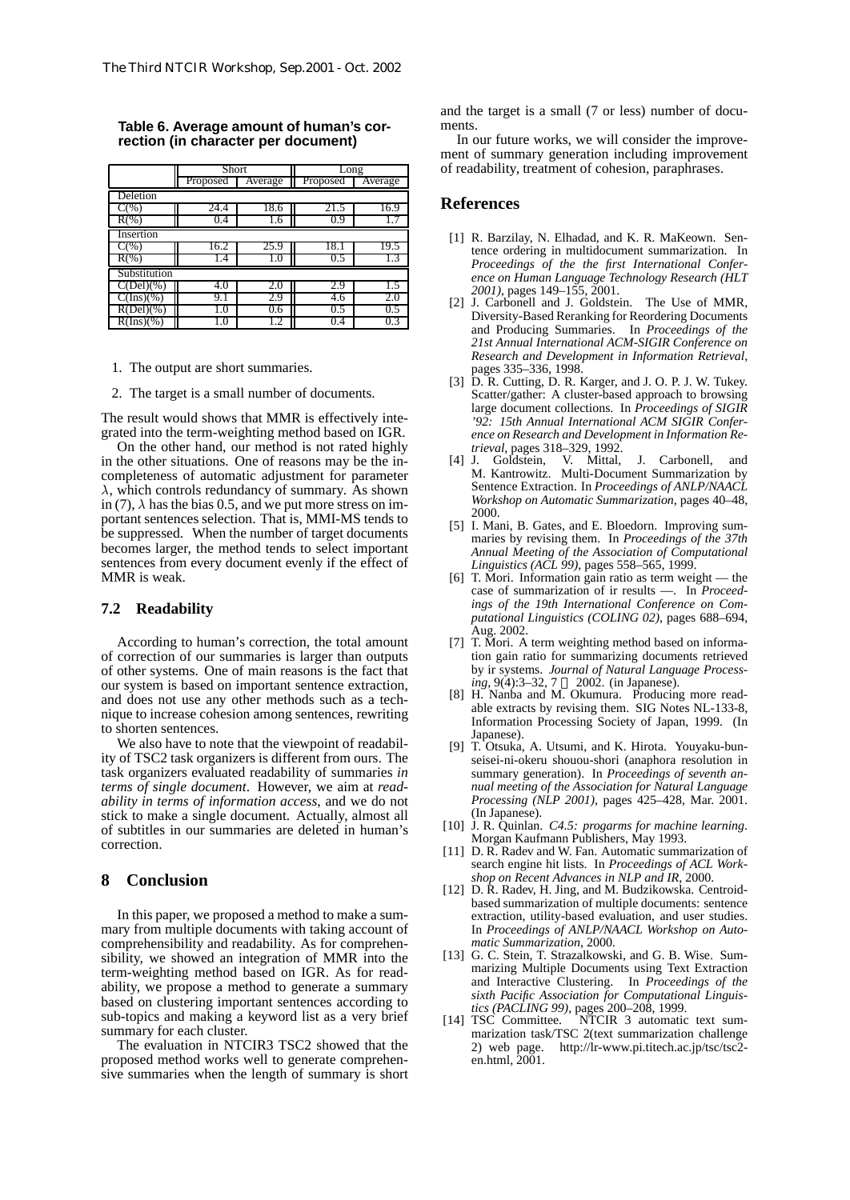**Table 6. Average amount of human's correction (in character per document)**

| | Short | | Long | |
|---|---|---|---|---|
| | Proposed | Average | Proposed | Average |
| Deletion | | | | |
| C(%) | 24.4 | 18.6 | 21.5 | 16.9 |
| R(%) | 0.4 | 1.6 | 0.9 | 1.7 |
| Insertion | | | | |
| C(%) | 16.2 | 25.9 | 18.1 | 19.5 |
| R(%) | 1.4 | 1.0 | 0.5 | 1.3 |
| Substitution | | | | |
| C(Del)(%) | 4.0 | 2.0 | 2.9 | 1.5 |
| C(Ins)(%) | 9.1 | 2.9 | 4.6 | 2.0 |
| R(Del)(%) | 1.0 | 0.6 | 0.5 | 0.5 |
| R(Ins)(%) | 1.0 | 1.2 | 0.4 | 0.3 |

1. The output are short summaries.
2. The target is a small number of documents.

The result would shows that MMR is effectively integrated into the term-weighting method based on IGR.

On the other hand, our method is not rated highly in the other situations. One of reasons may be the incompleteness of automatic adjustment for parameter $\lambda$, which controls redundancy of summary. As shown in (7), $\lambda$ has the bias 0.5, and we put more stress on important sentences selection. That is, MMI-MS tends to be suppressed. When the number of target documents becomes larger, the method tends to select important sentences from every document evenly if the effect of MMR is weak.

### 7.2 Readability

According to human's correction, the total amount of correction of our summaries is larger than outputs of other systems. One of main reasons is the fact that our system is based on important sentence extraction, and does not use any other methods such as a technique to increase cohesion among sentences, rewriting to shorten sentences.

We also have to note that the viewpoint of readability of TSC2 task organizers is different from ours. The task organizers evaluated readability of summaries *in terms of single document*. However, we aim at *readability in terms of information access*, and we do not stick to make a single document. Actually, almost all of subtitles in our summaries are deleted in human's correction.

## 8 Conclusion

In this paper, we proposed a method to make a summary from multiple documents with taking account of comprehensibility and readability. As for comprehensibility, we showed an integration of MMR into the term-weighting method based on IGR. As for readability, we propose a method to generate a summary based on clustering important sentences according to sub-topics and making a keyword list as a very brief summary for each cluster.

The evaluation in NTCIR3 TSC2 showed that the proposed method works well to generate comprehensive summaries when the length of summary is short and the target is a small (7 or less) number of documents.

In our future works, we will consider the improvement of summary generation including improvement of readability, treatment of cohesion, paraphrases.

## References

[1] R. Barzilay, N. Elhadad, and K. R. MaKeown. Sentence ordering in multidocument summarization. In *Proceedings of the the first International Conference on Human Language Technology Research (HLT 2001)*, pages 149–155, 2001.

[2] J. Carbonell and J. Goldstein. The Use of MMR, Diversity-Based Reranking for Reordering Documents and Producing Summaries. In *Proceedings of the 21st Annual International ACM-SIGIR Conference on Research and Development in Information Retrieval*, pages 335–336, 1998.

[3] D. R. Cutting, D. R. Karger, and J. O. P. J. W. Tukey. Scatter/gather: A cluster-based approach to browsing large document collections. In *Proceedings of SIGIR '92: 15th Annual International ACM SIGIR Conference on Research and Development in Information Retrieval*, pages 318–329, 1992.

[4] J. Goldstein, V. Mittal, J. Carbonell, and M. Kantrowitz. Multi-Document Summarization by Sentence Extraction. In *Proceedings of ANLP/NAACL Workshop on Automatic Summarization*, pages 40–48, 2000.

[5] I. Mani, B. Gates, and E. Bloedorn. Improving summaries by revising them. In *Proceedings of the 37th Annual Meeting of the Association of Computational Linguistics (ACL 99)*, pages 558–565, 1999.

[6] T. Mori. Information gain ratio as term weight — the case of summarization of ir results —. In *Proceedings of the 19th International Conference on Computational Linguistics (COLING 02)*, pages 688–694, Aug. 2002.

[7] T. Mori. A term weighting method based on information gain ratio for summarizing documents retrieved by ir systems. *Journal of Natural Language Processing*, 9(4):3–32, 7 2002. (in Japanese).

[8] H. Nanba and M. Okumura. Producing more readable extracts by revising them. SIG Notes NL-133-8, Information Processing Society of Japan, 1999. (In Japanese).

[9] T. Otsuka, A. Utsumi, and K. Hirota. Youyaku-bunseisei-ni-okeru shouou-shori (anaphora resolution in summary generation). In *Proceedings of seventh annual meeting of the Association for Natural Language Processing (NLP 2001)*, pages 425–428, Mar. 2001. (In Japanese).

[10] J. R. Quinlan. *C4.5: progarms for machine learning*. Morgan Kaufmann Publishers, May 1993.

[11] D. R. Radev and W. Fan. Automatic summarization of search engine hit lists. In *Proceedings of ACL Workshop on Recent Advances in NLP and IR*, 2000.

[12] D. R. Radev, H. Jing, and M. Budzikowska. Centroid-based summarization of multiple documents: sentence extraction, utility-based evaluation, and user studies. In *Proceedings of ANLP/NAACL Workshop on Automatic Summarization*, 2000.

[13] G. C. Stein, T. Strazalkowski, and G. B. Wise. Summarizing Multiple Documents using Text Extraction and Interactive Clustering. In *Proceedings of the sixth Pacific Association for Computational Linguistics (PACLING 99)*, pages 200–208, 1999.

[14] TSC Committee. NTCIR 3 automatic text summarization task/TSC 2(text summarization challenge 2) web page. http://lr-www.pi.titech.ac.jp/tsc/tsc2-en.html, 2001.